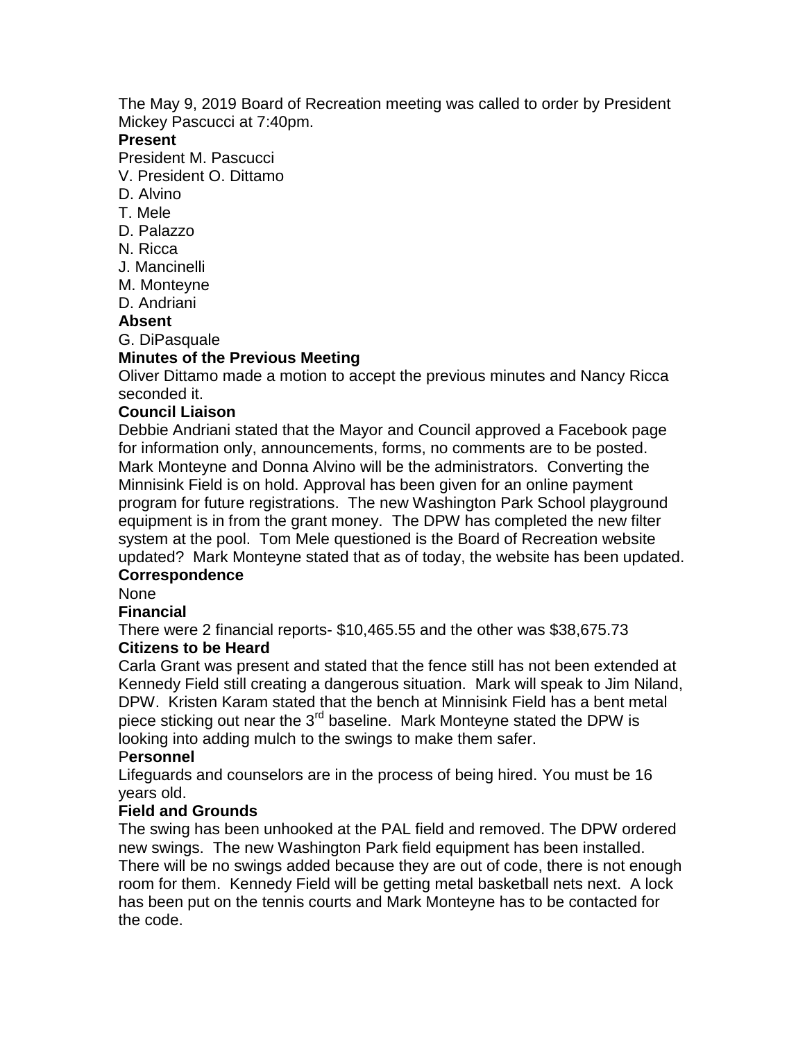The May 9, 2019 Board of Recreation meeting was called to order by President Mickey Pascucci at 7:40pm.

**Present**

President M. Pascucci
V. President O. Dittamo
D. Alvino
T. Mele
D. Palazzo
N. Ricca
J. Mancinelli
M. Monteyne
D. Andriani

**Absent**

G. DiPasquale

**Minutes of the Previous Meeting**

Oliver Dittamo made a motion to accept the previous minutes and Nancy Ricca seconded it.

**Council Liaison**

Debbie Andriani stated that the Mayor and Council approved a Facebook page for information only, announcements, forms, no comments are to be posted. Mark Monteyne and Donna Alvino will be the administrators. Converting the Minnisink Field is on hold. Approval has been given for an online payment program for future registrations. The new Washington Park School playground equipment is in from the grant money. The DPW has completed the new filter system at the pool. Tom Mele questioned is the Board of Recreation website updated? Mark Monteyne stated that as of today, the website has been updated.

**Correspondence**

None

**Financial**

There were 2 financial reports- $10,465.55 and the other was $38,675.73

**Citizens to be Heard**

Carla Grant was present and stated that the fence still has not been extended at Kennedy Field still creating a dangerous situation. Mark will speak to Jim Niland, DPW. Kristen Karam stated that the bench at Minnisink Field has a bent metal piece sticking out near the 3rd baseline. Mark Monteyne stated the DPW is looking into adding mulch to the swings to make them safer.

**Personnel**

Lifeguards and counselors are in the process of being hired. You must be 16 years old.

**Field and Grounds**

The swing has been unhooked at the PAL field and removed. The DPW ordered new swings. The new Washington Park field equipment has been installed. There will be no swings added because they are out of code, there is not enough room for them. Kennedy Field will be getting metal basketball nets next. A lock has been put on the tennis courts and Mark Monteyne has to be contacted for the code.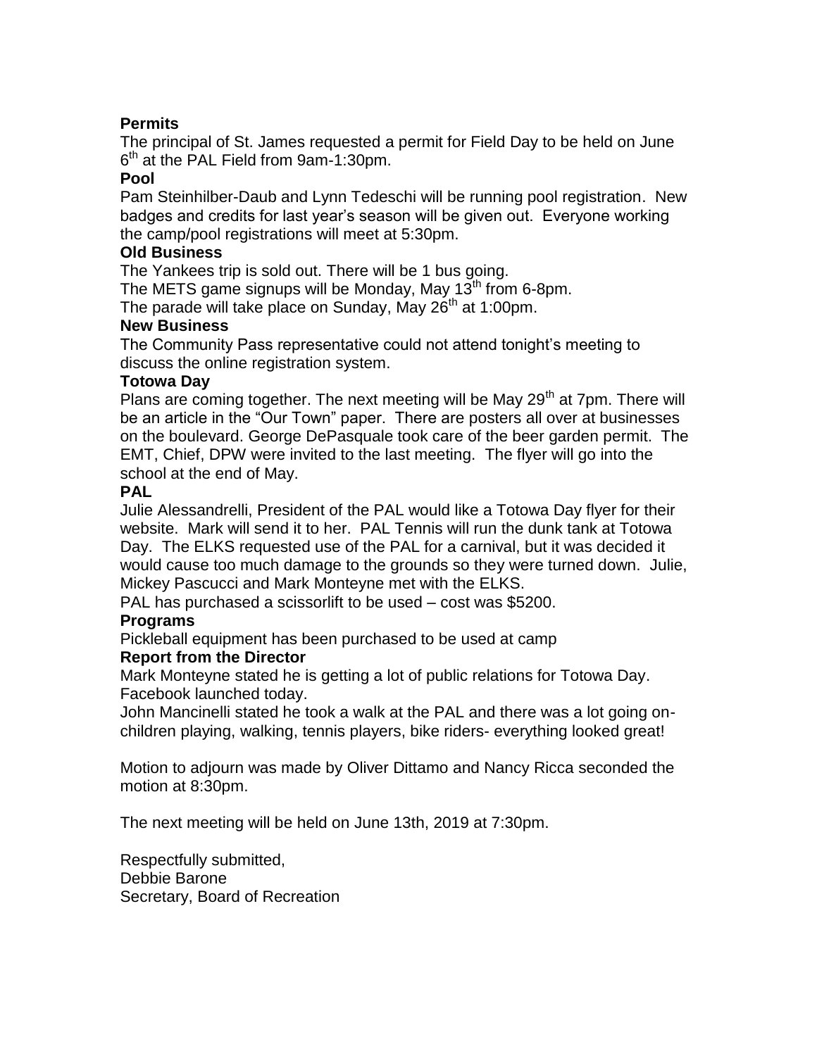**Permits**

The principal of St. James requested a permit for Field Day to be held on June 6th at the PAL Field from 9am-1:30pm.

**Pool**

Pam Steinhilber-Daub and Lynn Tedeschi will be running pool registration. New badges and credits for last year's season will be given out. Everyone working the camp/pool registrations will meet at 5:30pm.

**Old Business**

The Yankees trip is sold out. There will be 1 bus going.
The METS game signups will be Monday, May 13th from 6-8pm.
The parade will take place on Sunday, May 26th at 1:00pm.

**New Business**

The Community Pass representative could not attend tonight's meeting to discuss the online registration system.

**Totowa Day**

Plans are coming together. The next meeting will be May 29th at 7pm. There will be an article in the "Our Town" paper. There are posters all over at businesses on the boulevard. George DePasquale took care of the beer garden permit. The EMT, Chief, DPW were invited to the last meeting. The flyer will go into the school at the end of May.

**PAL**

Julie Alessandrelli, President of the PAL would like a Totowa Day flyer for their website. Mark will send it to her. PAL Tennis will run the dunk tank at Totowa Day. The ELKS requested use of the PAL for a carnival, but it was decided it would cause too much damage to the grounds so they were turned down. Julie, Mickey Pascucci and Mark Monteyne met with the ELKS.
PAL has purchased a scissorlift to be used – cost was $5200.

**Programs**

Pickleball equipment has been purchased to be used at camp

**Report from the Director**

Mark Monteyne stated he is getting a lot of public relations for Totowa Day. Facebook launched today.
John Mancinelli stated he took a walk at the PAL and there was a lot going on- children playing, walking, tennis players, bike riders- everything looked great!

Motion to adjourn was made by Oliver Dittamo and Nancy Ricca seconded the motion at 8:30pm.

The next meeting will be held on June 13th, 2019 at 7:30pm.

Respectfully submitted,
Debbie Barone
Secretary, Board of Recreation